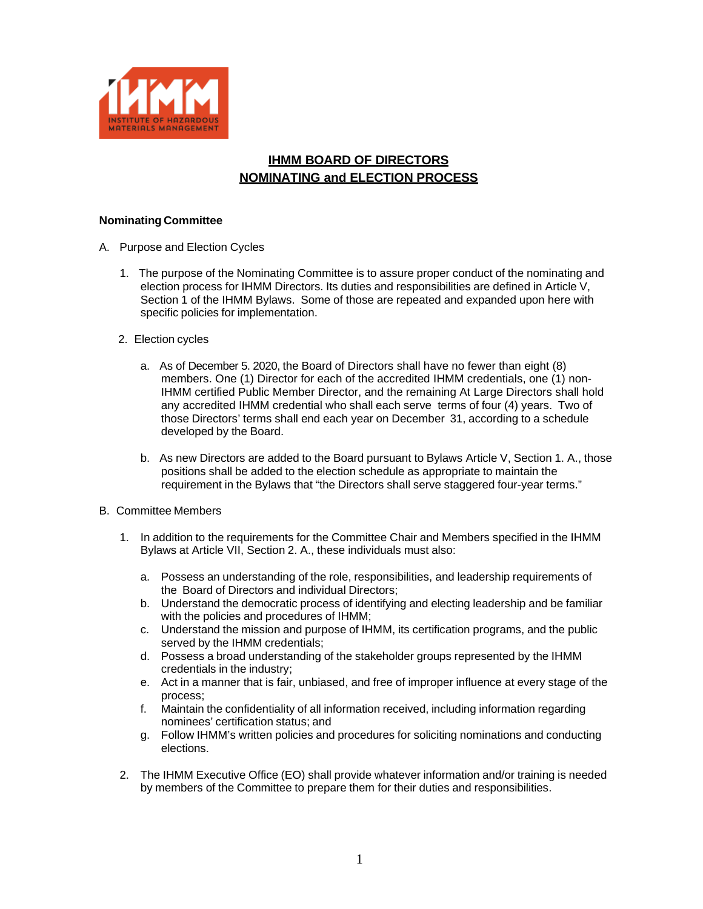# IHMM BOARD OF DIRECTORS
# NOMINATING and ELECTION PROCESS

**Nominating Committee**

A. Purpose and Election Cycles

1. The purpose of the Nominating Committee is to assure proper conduct of the nominating and election process for IHMM Directors. Its duties and responsibilities are defined in Article V, Section 1 of the IHMM Bylaws. Some of those are repeated and expanded upon here with specific policies for implementation.

2. Election cycles

   a. As of December 5. 2020, the Board of Directors shall have no fewer than eight (8) members. One (1) Director for each of the accredited IHMM credentials, one (1) non-IHMM certified Public Member Director, and the remaining At Large Directors shall hold any accredited IHMM credential who shall each serve terms of four (4) years. Two of those Directors' terms shall end each year on December 31, according to a schedule developed by the Board.

   b. As new Directors are added to the Board pursuant to Bylaws Article V, Section 1. A., those positions shall be added to the election schedule as appropriate to maintain the requirement in the Bylaws that "the Directors shall serve staggered four-year terms."

B. Committee Members

1. In addition to the requirements for the Committee Chair and Members specified in the IHMM Bylaws at Article VII, Section 2. A., these individuals must also:

   a. Possess an understanding of the role, responsibilities, and leadership requirements of the Board of Directors and individual Directors;
   b. Understand the democratic process of identifying and electing leadership and be familiar with the policies and procedures of IHMM;
   c. Understand the mission and purpose of IHMM, its certification programs, and the public served by the IHMM credentials;
   d. Possess a broad understanding of the stakeholder groups represented by the IHMM credentials in the industry;
   e. Act in a manner that is fair, unbiased, and free of improper influence at every stage of the process;
   f. Maintain the confidentiality of all information received, including information regarding nominees' certification status; and
   g. Follow IHMM's written policies and procedures for soliciting nominations and conducting elections.

2. The IHMM Executive Office (EO) shall provide whatever information and/or training is needed by members of the Committee to prepare them for their duties and responsibilities.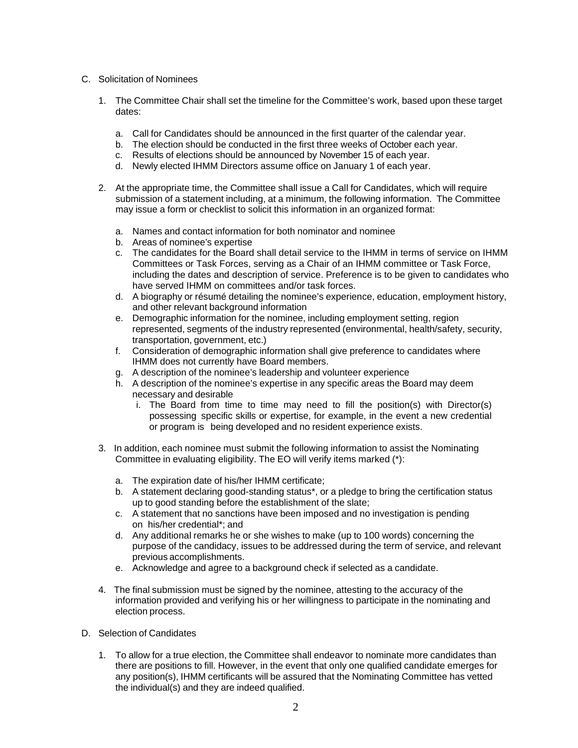C. Solicitation of Nominees

1. The Committee Chair shall set the timeline for the Committee's work, based upon these target dates:

   a. Call for Candidates should be announced in the first quarter of the calendar year.
   b. The election should be conducted in the first three weeks of October each year.
   c. Results of elections should be announced by November 15 of each year.
   d. Newly elected IHMM Directors assume office on January 1 of each year.

2. At the appropriate time, the Committee shall issue a Call for Candidates, which will require submission of a statement including, at a minimum, the following information. The Committee may issue a form or checklist to solicit this information in an organized format:

   a. Names and contact information for both nominator and nominee
   b. Areas of nominee's expertise
   c. The candidates for the Board shall detail service to the IHMM in terms of service on IHMM Committees or Task Forces, serving as a Chair of an IHMM committee or Task Force, including the dates and description of service. Preference is to be given to candidates who have served IHMM on committees and/or task forces.
   d. A biography or résumé detailing the nominee's experience, education, employment history, and other relevant background information
   e. Demographic information for the nominee, including employment setting, region represented, segments of the industry represented (environmental, health/safety, security, transportation, government, etc.)
   f. Consideration of demographic information shall give preference to candidates where IHMM does not currently have Board members.
   g. A description of the nominee's leadership and volunteer experience
   h. A description of the nominee's expertise in any specific areas the Board may deem necessary and desirable
      i. The Board from time to time may need to fill the position(s) with Director(s) possessing specific skills or expertise, for example, in the event a new credential or program is being developed and no resident experience exists.

3. In addition, each nominee must submit the following information to assist the Nominating Committee in evaluating eligibility. The EO will verify items marked (*):

   a. The expiration date of his/her IHMM certificate;
   b. A statement declaring good-standing status*, or a pledge to bring the certification status up to good standing before the establishment of the slate;
   c. A statement that no sanctions have been imposed and no investigation is pending on his/her credential*; and
   d. Any additional remarks he or she wishes to make (up to 100 words) concerning the purpose of the candidacy, issues to be addressed during the term of service, and relevant previous accomplishments.
   e. Acknowledge and agree to a background check if selected as a candidate.

4. The final submission must be signed by the nominee, attesting to the accuracy of the information provided and verifying his or her willingness to participate in the nominating and election process.

D. Selection of Candidates

1. To allow for a true election, the Committee shall endeavor to nominate more candidates than there are positions to fill. However, in the event that only one qualified candidate emerges for any position(s), IHMM certificants will be assured that the Nominating Committee has vetted the individual(s) and they are indeed qualified.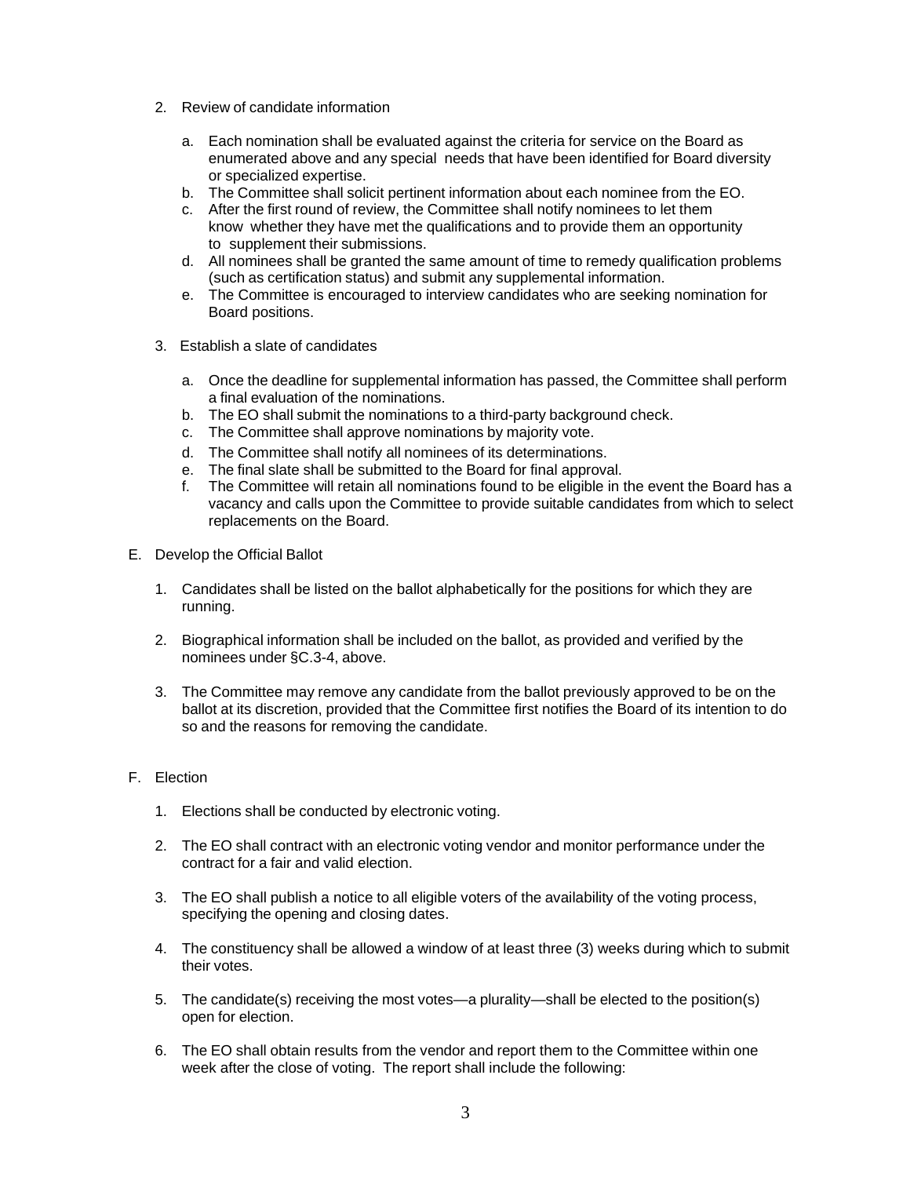2. Review of candidate information

   a. Each nomination shall be evaluated against the criteria for service on the Board as enumerated above and any special needs that have been identified for Board diversity or specialized expertise.
   b. The Committee shall solicit pertinent information about each nominee from the EO.
   c. After the first round of review, the Committee shall notify nominees to let them know whether they have met the qualifications and to provide them an opportunity to supplement their submissions.
   d. All nominees shall be granted the same amount of time to remedy qualification problems (such as certification status) and submit any supplemental information.
   e. The Committee is encouraged to interview candidates who are seeking nomination for Board positions.

3. Establish a slate of candidates

   a. Once the deadline for supplemental information has passed, the Committee shall perform a final evaluation of the nominations.
   b. The EO shall submit the nominations to a third-party background check.
   c. The Committee shall approve nominations by majority vote.
   d. The Committee shall notify all nominees of its determinations.
   e. The final slate shall be submitted to the Board for final approval.
   f. The Committee will retain all nominations found to be eligible in the event the Board has a vacancy and calls upon the Committee to provide suitable candidates from which to select replacements on the Board.

E. Develop the Official Ballot

1. Candidates shall be listed on the ballot alphabetically for the positions for which they are running.

2. Biographical information shall be included on the ballot, as provided and verified by the nominees under §C.3-4, above.

3. The Committee may remove any candidate from the ballot previously approved to be on the ballot at its discretion, provided that the Committee first notifies the Board of its intention to do so and the reasons for removing the candidate.

F. Election

1. Elections shall be conducted by electronic voting.

2. The EO shall contract with an electronic voting vendor and monitor performance under the contract for a fair and valid election.

3. The EO shall publish a notice to all eligible voters of the availability of the voting process, specifying the opening and closing dates.

4. The constituency shall be allowed a window of at least three (3) weeks during which to submit their votes.

5. The candidate(s) receiving the most votes—a plurality—shall be elected to the position(s) open for election.

6. The EO shall obtain results from the vendor and report them to the Committee within one week after the close of voting. The report shall include the following: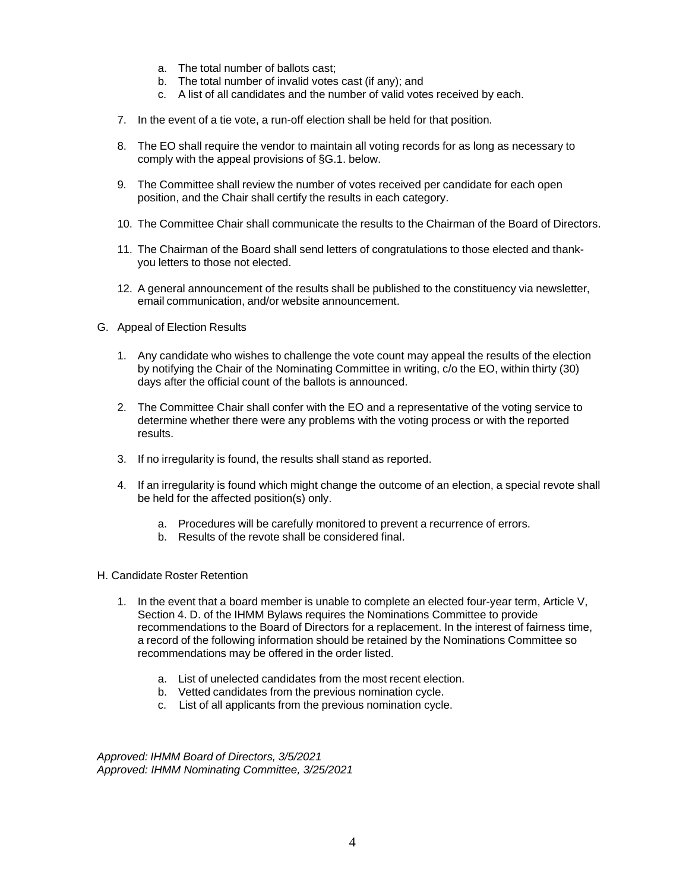a. The total number of ballots cast;
   b. The total number of invalid votes cast (if any); and
   c. A list of all candidates and the number of valid votes received by each.

7. In the event of a tie vote, a run-off election shall be held for that position.

8. The EO shall require the vendor to maintain all voting records for as long as necessary to comply with the appeal provisions of §G.1. below.

9. The Committee shall review the number of votes received per candidate for each open position, and the Chair shall certify the results in each category.

10. The Committee Chair shall communicate the results to the Chairman of the Board of Directors.

11. The Chairman of the Board shall send letters of congratulations to those elected and thank-you letters to those not elected.

12. A general announcement of the results shall be published to the constituency via newsletter, email communication, and/or website announcement.

G. Appeal of Election Results

1. Any candidate who wishes to challenge the vote count may appeal the results of the election by notifying the Chair of the Nominating Committee in writing, c/o the EO, within thirty (30) days after the official count of the ballots is announced.

2. The Committee Chair shall confer with the EO and a representative of the voting service to determine whether there were any problems with the voting process or with the reported results.

3. If no irregularity is found, the results shall stand as reported.

4. If an irregularity is found which might change the outcome of an election, a special revote shall be held for the affected position(s) only.

   a. Procedures will be carefully monitored to prevent a recurrence of errors.
   b. Results of the revote shall be considered final.

H. Candidate Roster Retention

1. In the event that a board member is unable to complete an elected four-year term, Article V, Section 4. D. of the IHMM Bylaws requires the Nominations Committee to provide recommendations to the Board of Directors for a replacement. In the interest of fairness time, a record of the following information should be retained by the Nominations Committee so recommendations may be offered in the order listed.

   a. List of unelected candidates from the most recent election.
   b. Vetted candidates from the previous nomination cycle.
   c. List of all applicants from the previous nomination cycle.

*Approved: IHMM Board of Directors, 3/5/2021*
*Approved: IHMM Nominating Committee, 3/25/2021*